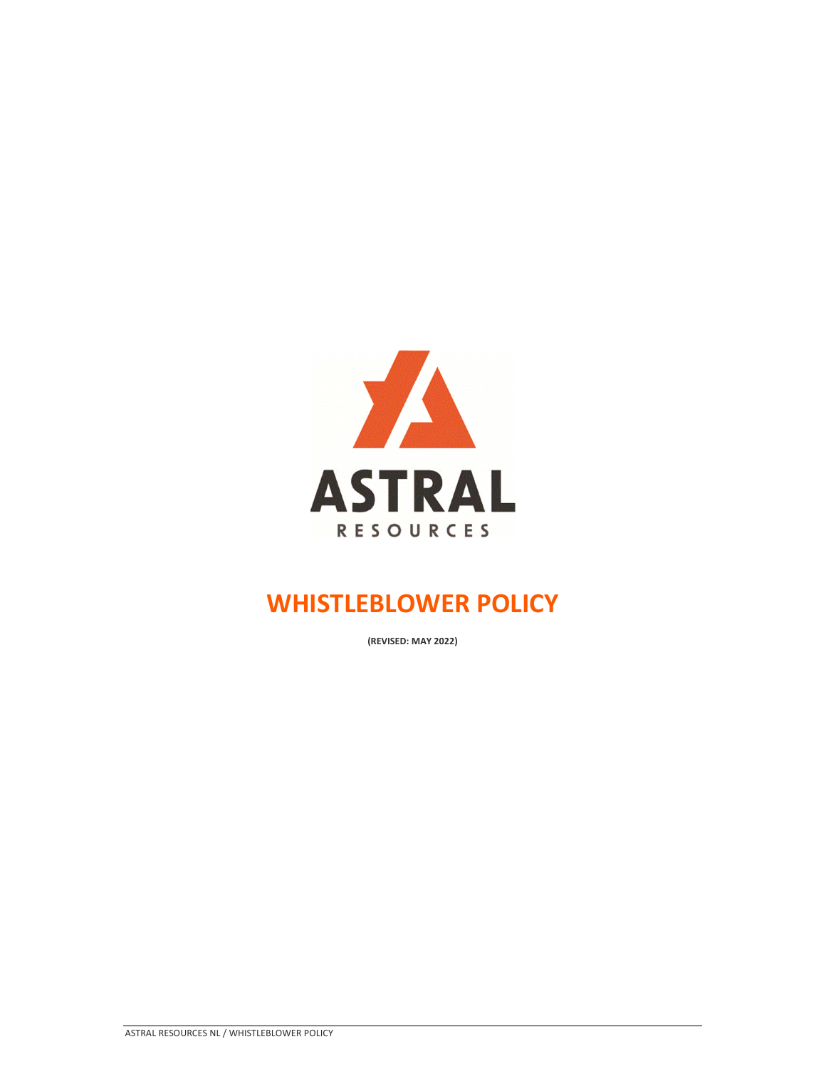# WHISTLEBLOWER POLICY

**(REVISED: MAY 2022)**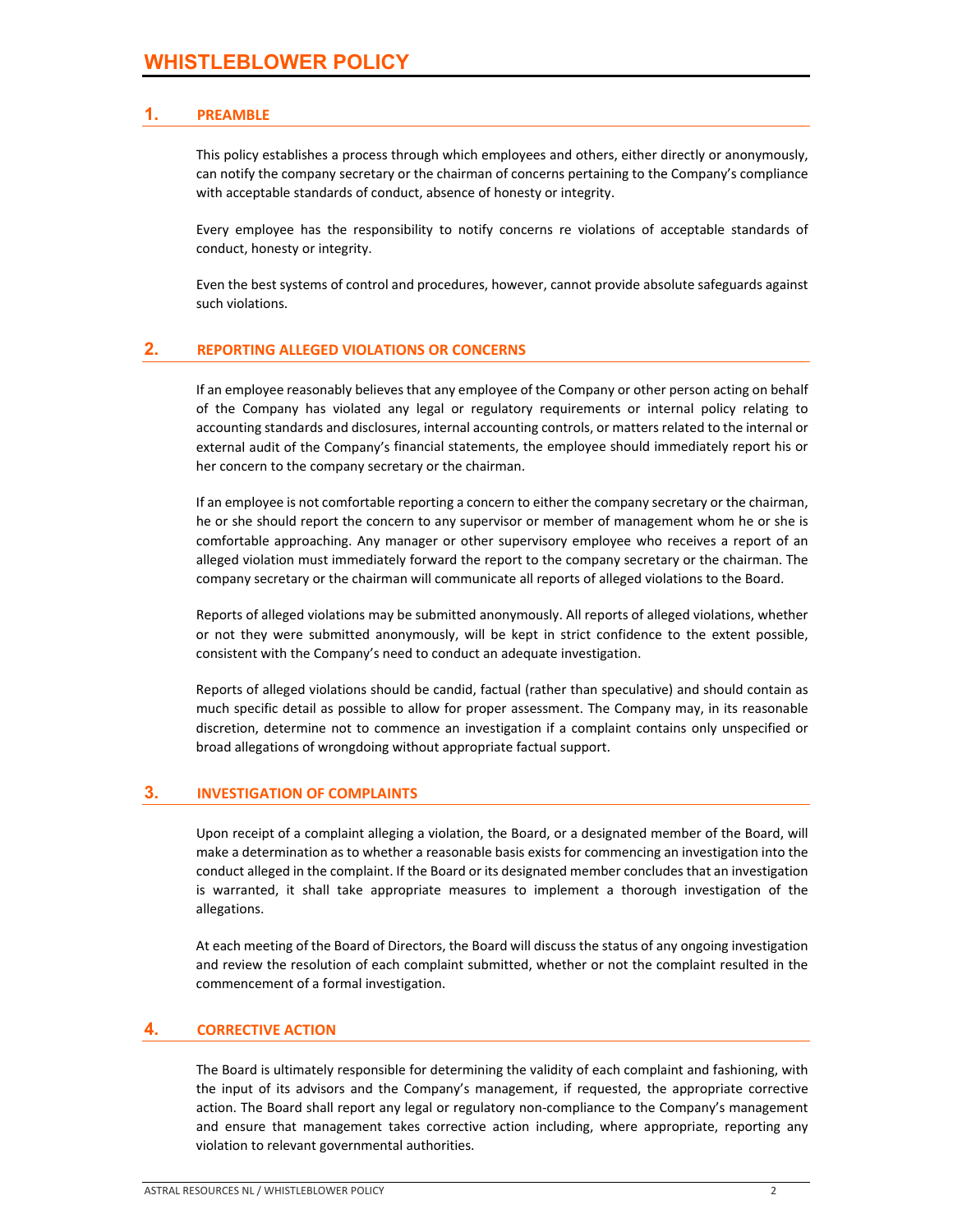# WHISTLEBLOWER POLICY

## 1. PREAMBLE

This policy establishes a process through which employees and others, either directly or anonymously, can notify the company secretary or the chairman of concerns pertaining to the Company's compliance with acceptable standards of conduct, absence of honesty or integrity.

Every employee has the responsibility to notify concerns re violations of acceptable standards of conduct, honesty or integrity.

Even the best systems of control and procedures, however, cannot provide absolute safeguards against such violations.

## 2. REPORTING ALLEGED VIOLATIONS OR CONCERNS

If an employee reasonably believes that any employee of the Company or other person acting on behalf of the Company has violated any legal or regulatory requirements or internal policy relating to accounting standards and disclosures, internal accounting controls, or matters related to the internal or external audit of the Company's financial statements, the employee should immediately report his or her concern to the company secretary or the chairman.

If an employee is not comfortable reporting a concern to either the company secretary or the chairman, he or she should report the concern to any supervisor or member of management whom he or she is comfortable approaching. Any manager or other supervisory employee who receives a report of an alleged violation must immediately forward the report to the company secretary or the chairman. The company secretary or the chairman will communicate all reports of alleged violations to the Board.

Reports of alleged violations may be submitted anonymously. All reports of alleged violations, whether or not they were submitted anonymously, will be kept in strict confidence to the extent possible, consistent with the Company's need to conduct an adequate investigation.

Reports of alleged violations should be candid, factual (rather than speculative) and should contain as much specific detail as possible to allow for proper assessment. The Company may, in its reasonable discretion, determine not to commence an investigation if a complaint contains only unspecified or broad allegations of wrongdoing without appropriate factual support.

## 3. INVESTIGATION OF COMPLAINTS

Upon receipt of a complaint alleging a violation, the Board, or a designated member of the Board, will make a determination as to whether a reasonable basis exists for commencing an investigation into the conduct alleged in the complaint. If the Board or its designated member concludes that an investigation is warranted, it shall take appropriate measures to implement a thorough investigation of the allegations.

At each meeting of the Board of Directors, the Board will discuss the status of any ongoing investigation and review the resolution of each complaint submitted, whether or not the complaint resulted in the commencement of a formal investigation.

## 4. CORRECTIVE ACTION

The Board is ultimately responsible for determining the validity of each complaint and fashioning, with the input of its advisors and the Company's management, if requested, the appropriate corrective action. The Board shall report any legal or regulatory non-compliance to the Company's management and ensure that management takes corrective action including, where appropriate, reporting any violation to relevant governmental authorities.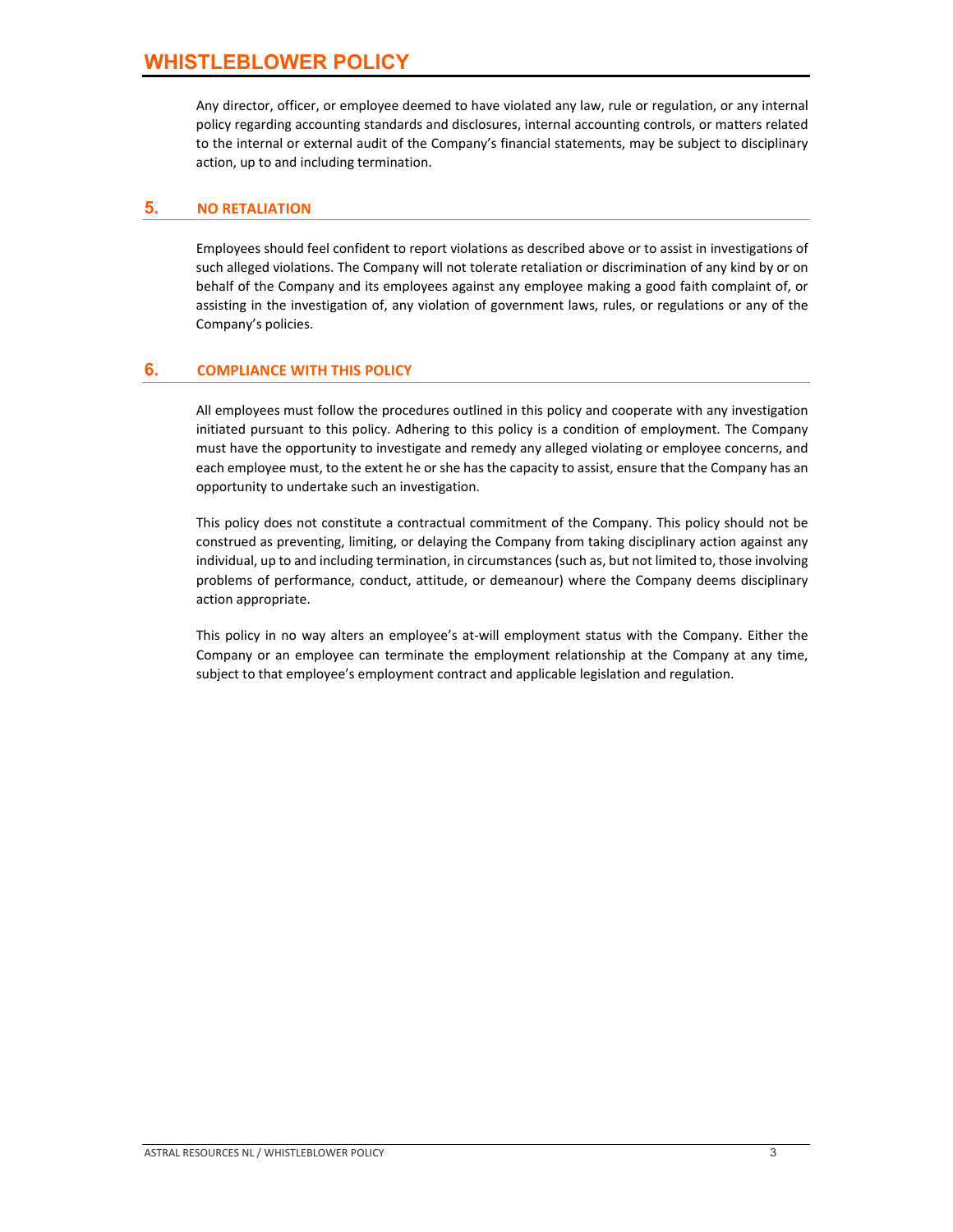Any director, officer, or employee deemed to have violated any law, rule or regulation, or any internal policy regarding accounting standards and disclosures, internal accounting controls, or matters related to the internal or external audit of the Company's financial statements, may be subject to disciplinary action, up to and including termination.

## 5. NO RETALIATION

Employees should feel confident to report violations as described above or to assist in investigations of such alleged violations. The Company will not tolerate retaliation or discrimination of any kind by or on behalf of the Company and its employees against any employee making a good faith complaint of, or assisting in the investigation of, any violation of government laws, rules, or regulations or any of the Company's policies.

## 6. COMPLIANCE WITH THIS POLICY

All employees must follow the procedures outlined in this policy and cooperate with any investigation initiated pursuant to this policy. Adhering to this policy is a condition of employment. The Company must have the opportunity to investigate and remedy any alleged violating or employee concerns, and each employee must, to the extent he or she has the capacity to assist, ensure that the Company has an opportunity to undertake such an investigation.

This policy does not constitute a contractual commitment of the Company. This policy should not be construed as preventing, limiting, or delaying the Company from taking disciplinary action against any individual, up to and including termination, in circumstances (such as, but not limited to, those involving problems of performance, conduct, attitude, or demeanour) where the Company deems disciplinary action appropriate.

This policy in no way alters an employee's at-will employment status with the Company. Either the Company or an employee can terminate the employment relationship at the Company at any time, subject to that employee's employment contract and applicable legislation and regulation.